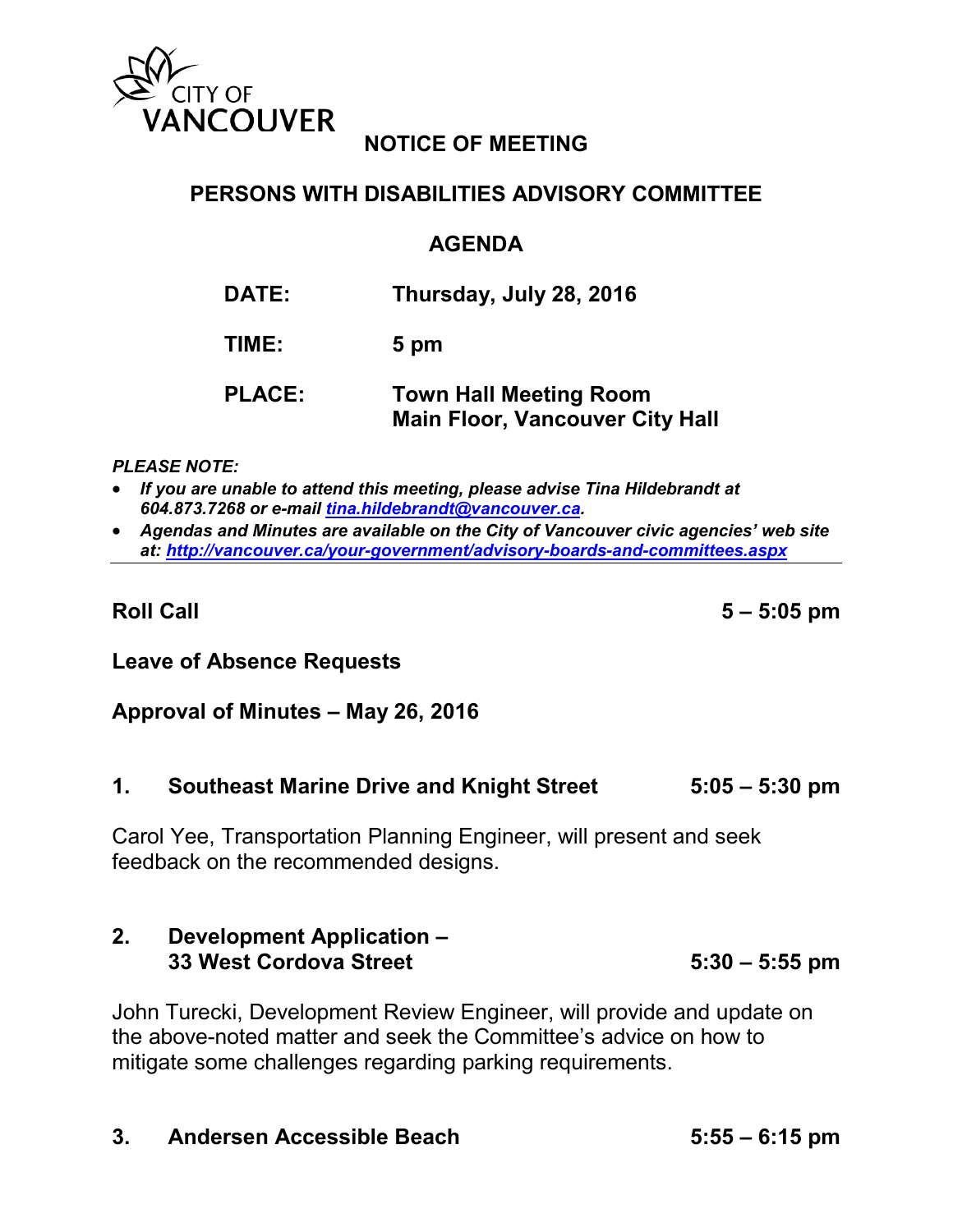CITY OF VANCOUVER

# NOTICE OF MEETING

## PERSONS WITH DISABILITIES ADVISORY COMMITTEE

## AGENDA

| | |
|---|---|
| **DATE:** | **Thursday, July 28, 2016** |
| **TIME:** | **5 pm** |
| **PLACE:** | **Town Hall Meeting Room**<br>**Main Floor, Vancouver City Hall** |

***PLEASE NOTE:***

- ***If you are unable to attend this meeting, please advise Tina Hildebrandt at 604.873.7268 or e-mail [tina.hildebrandt@vancouver.ca](mailto:tina.hildebrandt@vancouver.ca).***
- ***Agendas and Minutes are available on the City of Vancouver civic agencies' web site at: [http://vancouver.ca/your-government/advisory-boards-and-committees.aspx](http://vancouver.ca/your-government/advisory-boards-and-committees.aspx)***

---

**Roll Call** **5 – 5:05 pm**

**Leave of Absence Requests**

**Approval of Minutes – May 26, 2016**

**1. Southeast Marine Drive and Knight Street** **5:05 – 5:30 pm**

Carol Yee, Transportation Planning Engineer, will present and seek feedback on the recommended designs.

**2. Development Application – 33 West Cordova Street** **5:30 – 5:55 pm**

John Turecki, Development Review Engineer, will provide and update on the above-noted matter and seek the Committee's advice on how to mitigate some challenges regarding parking requirements.

**3. Andersen Accessible Beach** **5:55 – 6:15 pm**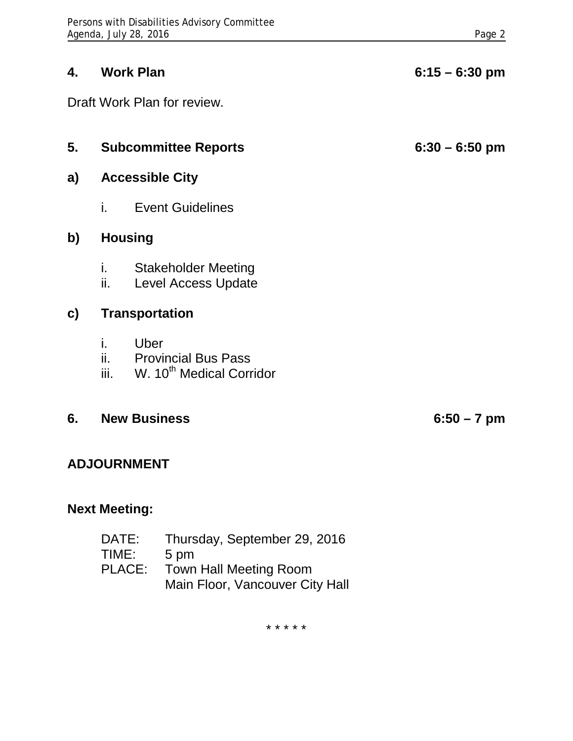## 4. Work Plan 6:15 – 6:30 pm

Draft Work Plan for review.

## 5. Subcommittee Reports 6:30 – 6:50 pm

### a) Accessible City

i. Event Guidelines

### b) Housing

i. Stakeholder Meeting
ii. Level Access Update

### c) Transportation

i. Uber
ii. Provincial Bus Pass
iii. W. 10th Medical Corridor

## 6. New Business 6:50 – 7 pm

## ADJOURNMENT

### Next Meeting:

DATE: Thursday, September 29, 2016
TIME: 5 pm
PLACE: Town Hall Meeting Room
Main Floor, Vancouver City Hall

* * * * *